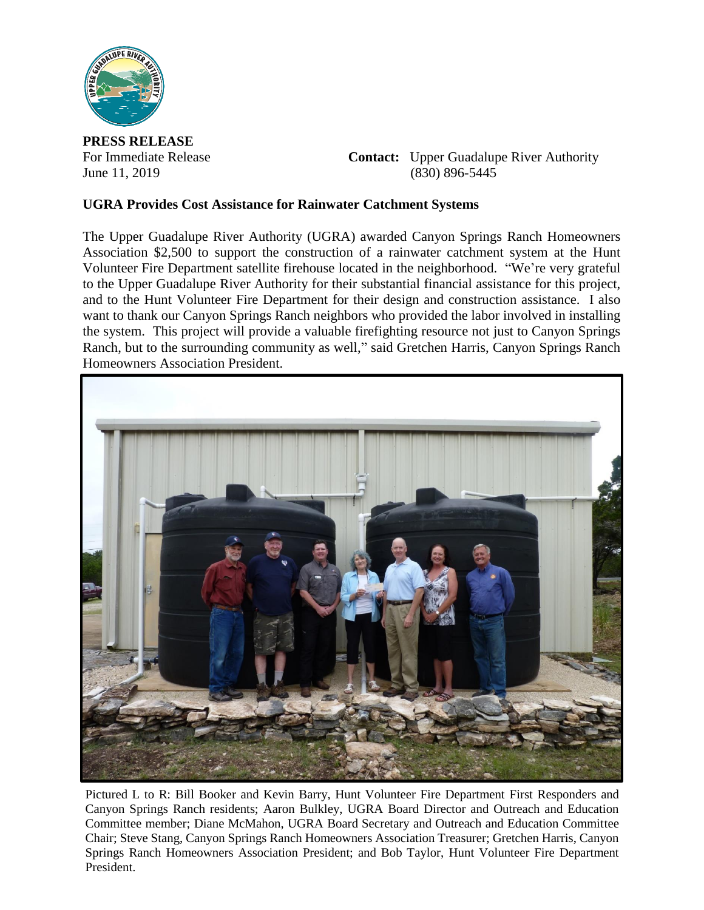**PRESS RELEASE**

For Immediate Release
June 11, 2019

**Contact:** Upper Guadalupe River Authority
(830) 896-5445

**UGRA Provides Cost Assistance for Rainwater Catchment Systems**

The Upper Guadalupe River Authority (UGRA) awarded Canyon Springs Ranch Homeowners Association $2,500 to support the construction of a rainwater catchment system at the Hunt Volunteer Fire Department satellite firehouse located in the neighborhood. "We're very grateful to the Upper Guadalupe River Authority for their substantial financial assistance for this project, and to the Hunt Volunteer Fire Department for their design and construction assistance. I also want to thank our Canyon Springs Ranch neighbors who provided the labor involved in installing the system. This project will provide a valuable firefighting resource not just to Canyon Springs Ranch, but to the surrounding community as well," said Gretchen Harris, Canyon Springs Ranch Homeowners Association President.

Pictured L to R: Bill Booker and Kevin Barry, Hunt Volunteer Fire Department First Responders and Canyon Springs Ranch residents; Aaron Bulkley, UGRA Board Director and Outreach and Education Committee member; Diane McMahon, UGRA Board Secretary and Outreach and Education Committee Chair; Steve Stang, Canyon Springs Ranch Homeowners Association Treasurer; Gretchen Harris, Canyon Springs Ranch Homeowners Association President; and Bob Taylor, Hunt Volunteer Fire Department President.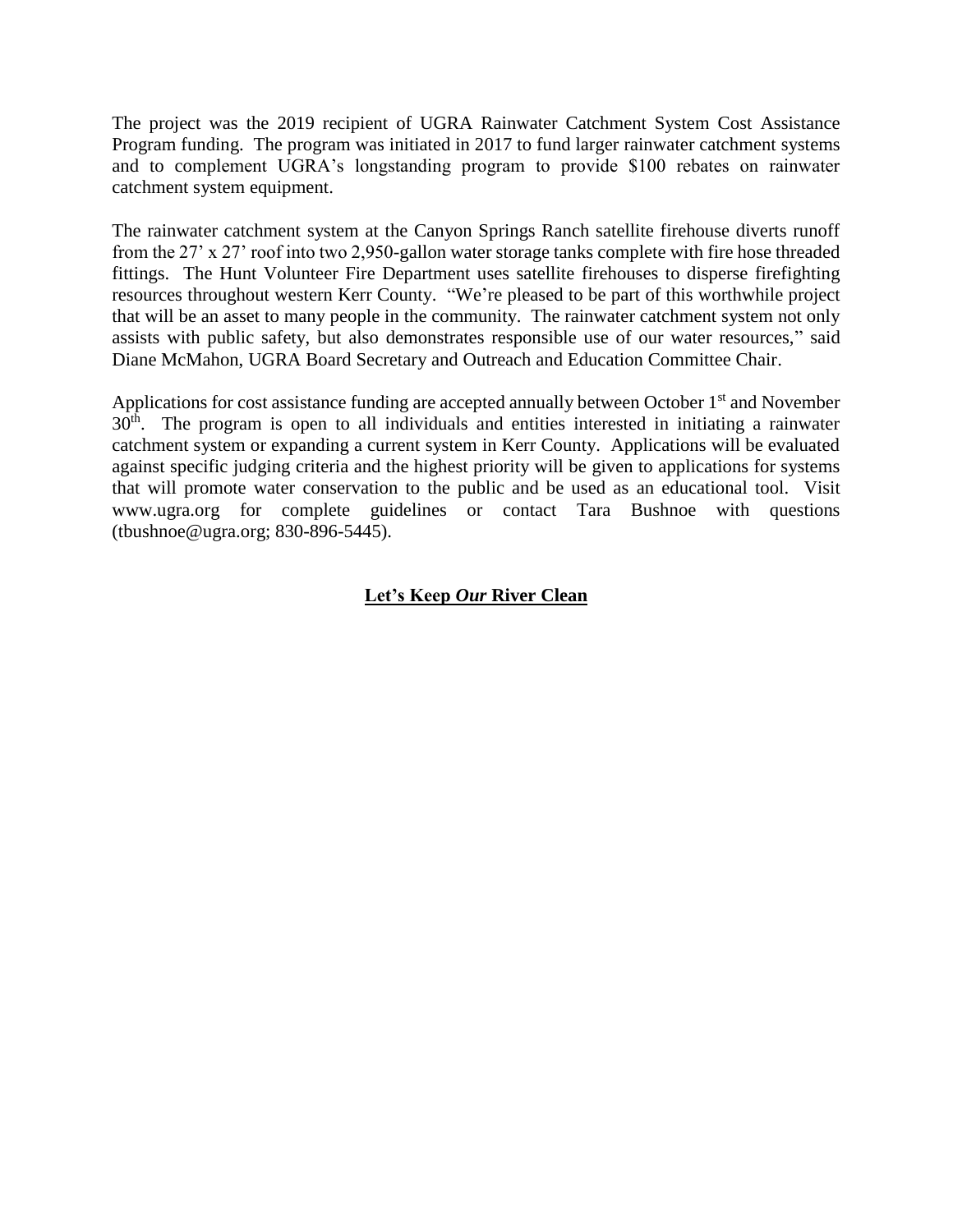The project was the 2019 recipient of UGRA Rainwater Catchment System Cost Assistance Program funding. The program was initiated in 2017 to fund larger rainwater catchment systems and to complement UGRA's longstanding program to provide $100 rebates on rainwater catchment system equipment.

The rainwater catchment system at the Canyon Springs Ranch satellite firehouse diverts runoff from the 27' x 27' roof into two 2,950-gallon water storage tanks complete with fire hose threaded fittings. The Hunt Volunteer Fire Department uses satellite firehouses to disperse firefighting resources throughout western Kerr County. "We're pleased to be part of this worthwhile project that will be an asset to many people in the community. The rainwater catchment system not only assists with public safety, but also demonstrates responsible use of our water resources," said Diane McMahon, UGRA Board Secretary and Outreach and Education Committee Chair.

Applications for cost assistance funding are accepted annually between October 1st and November 30th. The program is open to all individuals and entities interested in initiating a rainwater catchment system or expanding a current system in Kerr County. Applications will be evaluated against specific judging criteria and the highest priority will be given to applications for systems that will promote water conservation to the public and be used as an educational tool. Visit www.ugra.org for complete guidelines or contact Tara Bushnoe with questions (tbushnoe@ugra.org; 830-896-5445).

**Let's Keep *Our* River Clean**